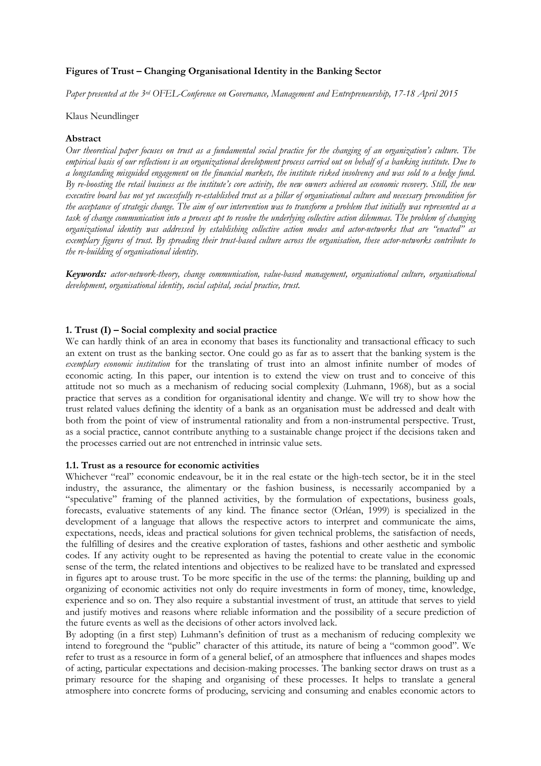**Figures of Trust – Changing Organisational Identity in the Banking Sector**

*Paper presented at the 3rd OFEL-Conference on Governance, Management and Entrepreneurship, 17-18 April 2015*

Klaus Neundlinger

**Abstract**

*Our theoretical paper focuses on trust as a fundamental social practice for the changing of an organization's culture. The empirical basis of our reflections is an organizational development process carried out on behalf of a banking institute. Due to a longstanding misguided engagement on the financial markets, the institute risked insolvency and was sold to a hedge fund. By re-boosting the retail business as the institute's core activity, the new owners achieved an economic recovery. Still, the new executive board has not yet successfully re-established trust as a pillar of organisational culture and necessary precondition for the acceptance of strategic change. The aim of our intervention was to transform a problem that initially was represented as a task of change communication into a process apt to resolve the underlying collective action dilemmas. The problem of changing organizational identity was addressed by establishing collective action modes and actor-networks that are "enacted" as exemplary figures of trust. By spreading their trust-based culture across the organisation, these actor-networks contribute to the re-building of organisational identity.*

***Keywords:*** *actor-network-theory, change communication, value-based management, organisational culture, organisational development, organisational identity, social capital, social practice, trust.*

## 1. Trust (I) – Social complexity and social practice

We can hardly think of an area in economy that bases its functionality and transactional efficacy to such an extent on trust as the banking sector. One could go as far as to assert that the banking system is the *exemplary economic institution* for the translating of trust into an almost infinite number of modes of economic acting. In this paper, our intention is to extend the view on trust and to conceive of this attitude not so much as a mechanism of reducing social complexity (Luhmann, 1968), but as a social practice that serves as a condition for organisational identity and change. We will try to show how the trust related values defining the identity of a bank as an organisation must be addressed and dealt with both from the point of view of instrumental rationality and from a non-instrumental perspective. Trust, as a social practice, cannot contribute anything to a sustainable change project if the decisions taken and the processes carried out are not entrenched in intrinsic value sets.

### 1.1. Trust as a resource for economic activities

Whichever "real" economic endeavour, be it in the real estate or the high-tech sector, be it in the steel industry, the assurance, the alimentary or the fashion business, is necessarily accompanied by a "speculative" framing of the planned activities, by the formulation of expectations, business goals, forecasts, evaluative statements of any kind. The finance sector (Orléan, 1999) is specialized in the development of a language that allows the respective actors to interpret and communicate the aims, expectations, needs, ideas and practical solutions for given technical problems, the satisfaction of needs, the fulfilling of desires and the creative exploration of tastes, fashions and other aesthetic and symbolic codes. If any activity ought to be represented as having the potential to create value in the economic sense of the term, the related intentions and objectives to be realized have to be translated and expressed in figures apt to arouse trust. To be more specific in the use of the terms: the planning, building up and organizing of economic activities not only do require investments in form of money, time, knowledge, experience and so on. They also require a substantial investment of trust, an attitude that serves to yield and justify motives and reasons where reliable information and the possibility of a secure prediction of the future events as well as the decisions of other actors involved lack.

By adopting (in a first step) Luhmann's definition of trust as a mechanism of reducing complexity we intend to foreground the "public" character of this attitude, its nature of being a "common good". We refer to trust as a resource in form of a general belief, of an atmosphere that influences and shapes modes of acting, particular expectations and decision-making processes. The banking sector draws on trust as a primary resource for the shaping and organising of these processes. It helps to translate a general atmosphere into concrete forms of producing, servicing and consuming and enables economic actors to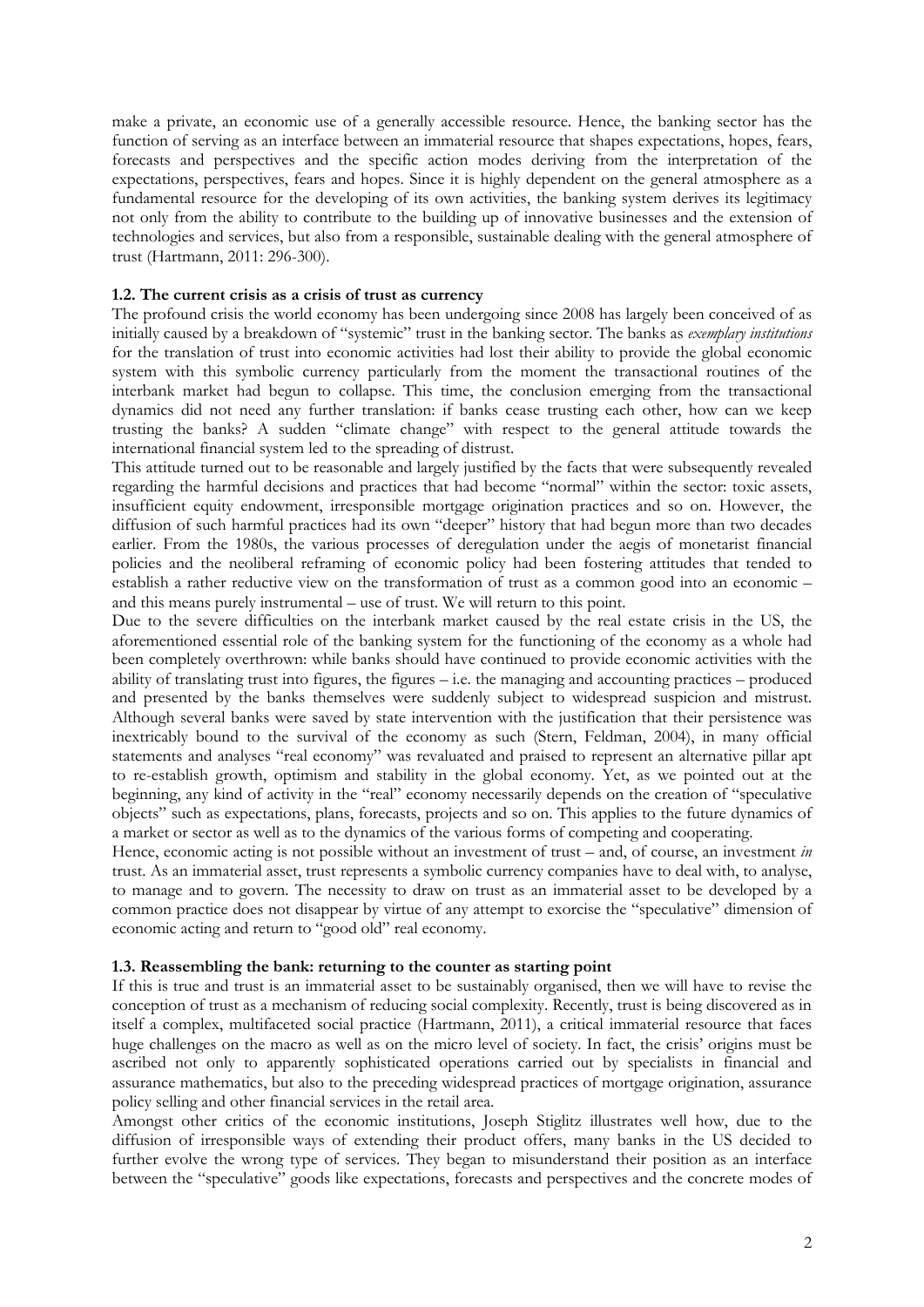make a private, an economic use of a generally accessible resource. Hence, the banking sector has the function of serving as an interface between an immaterial resource that shapes expectations, hopes, fears, forecasts and perspectives and the specific action modes deriving from the interpretation of the expectations, perspectives, fears and hopes. Since it is highly dependent on the general atmosphere as a fundamental resource for the developing of its own activities, the banking system derives its legitimacy not only from the ability to contribute to the building up of innovative businesses and the extension of technologies and services, but also from a responsible, sustainable dealing with the general atmosphere of trust (Hartmann, 2011: 296-300).

### 1.2. The current crisis as a crisis of trust as currency

The profound crisis the world economy has been undergoing since 2008 has largely been conceived of as initially caused by a breakdown of "systemic" trust in the banking sector. The banks as *exemplary institutions* for the translation of trust into economic activities had lost their ability to provide the global economic system with this symbolic currency particularly from the moment the transactional routines of the interbank market had begun to collapse. This time, the conclusion emerging from the transactional dynamics did not need any further translation: if banks cease trusting each other, how can we keep trusting the banks? A sudden "climate change" with respect to the general attitude towards the international financial system led to the spreading of distrust.

This attitude turned out to be reasonable and largely justified by the facts that were subsequently revealed regarding the harmful decisions and practices that had become "normal" within the sector: toxic assets, insufficient equity endowment, irresponsible mortgage origination practices and so on. However, the diffusion of such harmful practices had its own "deeper" history that had begun more than two decades earlier. From the 1980s, the various processes of deregulation under the aegis of monetarist financial policies and the neoliberal reframing of economic policy had been fostering attitudes that tended to establish a rather reductive view on the transformation of trust as a common good into an economic – and this means purely instrumental – use of trust. We will return to this point.

Due to the severe difficulties on the interbank market caused by the real estate crisis in the US, the aforementioned essential role of the banking system for the functioning of the economy as a whole had been completely overthrown: while banks should have continued to provide economic activities with the ability of translating trust into figures, the figures – i.e. the managing and accounting practices – produced and presented by the banks themselves were suddenly subject to widespread suspicion and mistrust. Although several banks were saved by state intervention with the justification that their persistence was inextricably bound to the survival of the economy as such (Stern, Feldman, 2004), in many official statements and analyses "real economy" was revaluated and praised to represent an alternative pillar apt to re-establish growth, optimism and stability in the global economy. Yet, as we pointed out at the beginning, any kind of activity in the "real" economy necessarily depends on the creation of "speculative objects" such as expectations, plans, forecasts, projects and so on. This applies to the future dynamics of a market or sector as well as to the dynamics of the various forms of competing and cooperating.

Hence, economic acting is not possible without an investment of trust – and, of course, an investment *in* trust. As an immaterial asset, trust represents a symbolic currency companies have to deal with, to analyse, to manage and to govern. The necessity to draw on trust as an immaterial asset to be developed by a common practice does not disappear by virtue of any attempt to exorcise the "speculative" dimension of economic acting and return to "good old" real economy.

### 1.3. Reassembling the bank: returning to the counter as starting point

If this is true and trust is an immaterial asset to be sustainably organised, then we will have to revise the conception of trust as a mechanism of reducing social complexity. Recently, trust is being discovered as in itself a complex, multifaceted social practice (Hartmann, 2011), a critical immaterial resource that faces huge challenges on the macro as well as on the micro level of society. In fact, the crisis' origins must be ascribed not only to apparently sophisticated operations carried out by specialists in financial and assurance mathematics, but also to the preceding widespread practices of mortgage origination, assurance policy selling and other financial services in the retail area.

Amongst other critics of the economic institutions, Joseph Stiglitz illustrates well how, due to the diffusion of irresponsible ways of extending their product offers, many banks in the US decided to further evolve the wrong type of services. They began to misunderstand their position as an interface between the "speculative" goods like expectations, forecasts and perspectives and the concrete modes of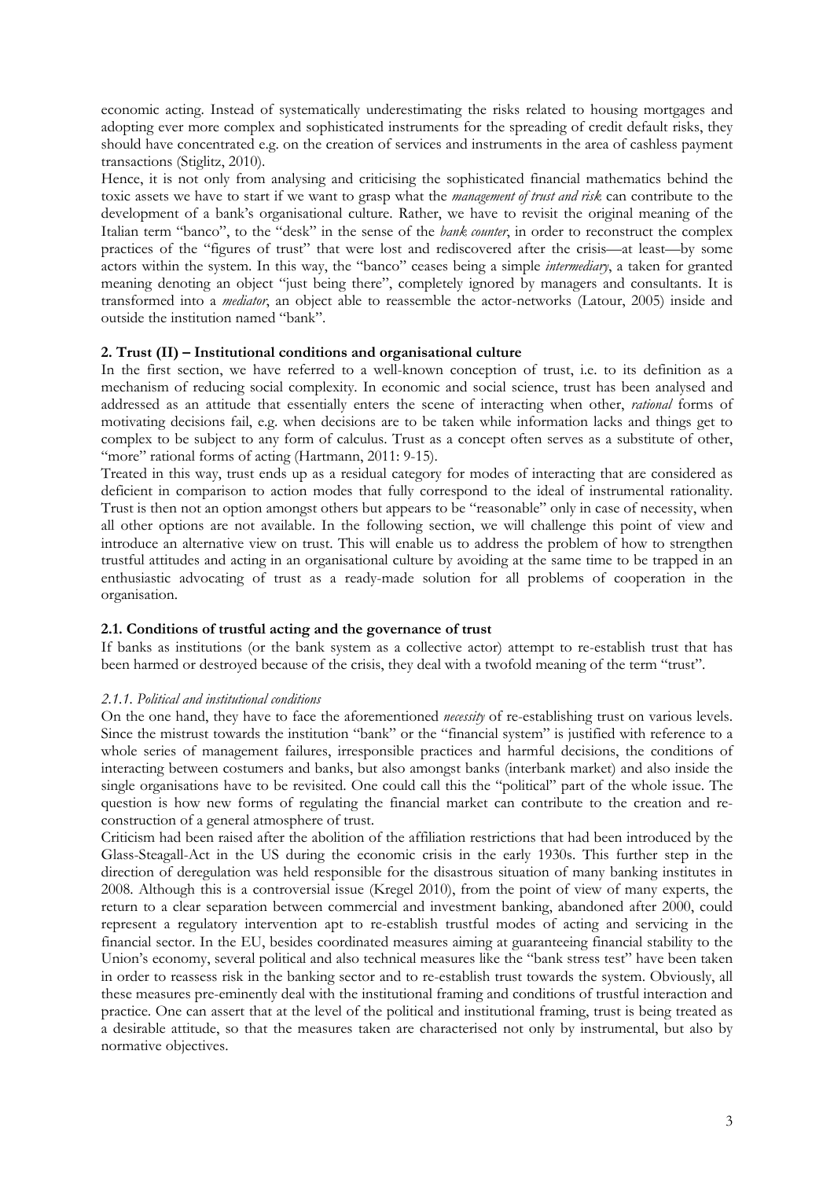economic acting. Instead of systematically underestimating the risks related to housing mortgages and adopting ever more complex and sophisticated instruments for the spreading of credit default risks, they should have concentrated e.g. on the creation of services and instruments in the area of cashless payment transactions (Stiglitz, 2010).

Hence, it is not only from analysing and criticising the sophisticated financial mathematics behind the toxic assets we have to start if we want to grasp what the *management of trust and risk* can contribute to the development of a bank's organisational culture. Rather, we have to revisit the original meaning of the Italian term "banco", to the "desk" in the sense of the *bank counter*, in order to reconstruct the complex practices of the "figures of trust" that were lost and rediscovered after the crisis—at least—by some actors within the system. In this way, the "banco" ceases being a simple *intermediary*, a taken for granted meaning denoting an object "just being there", completely ignored by managers and consultants. It is transformed into a *mediator*, an object able to reassemble the actor-networks (Latour, 2005) inside and outside the institution named "bank".

## 2. Trust (II) – Institutional conditions and organisational culture

In the first section, we have referred to a well-known conception of trust, i.e. to its definition as a mechanism of reducing social complexity. In economic and social science, trust has been analysed and addressed as an attitude that essentially enters the scene of interacting when other, *rational* forms of motivating decisions fail, e.g. when decisions are to be taken while information lacks and things get to complex to be subject to any form of calculus. Trust as a concept often serves as a substitute of other, "more" rational forms of acting (Hartmann, 2011: 9-15).

Treated in this way, trust ends up as a residual category for modes of interacting that are considered as deficient in comparison to action modes that fully correspond to the ideal of instrumental rationality. Trust is then not an option amongst others but appears to be "reasonable" only in case of necessity, when all other options are not available. In the following section, we will challenge this point of view and introduce an alternative view on trust. This will enable us to address the problem of how to strengthen trustful attitudes and acting in an organisational culture by avoiding at the same time to be trapped in an enthusiastic advocating of trust as a ready-made solution for all problems of cooperation in the organisation.

### 2.1. Conditions of trustful acting and the governance of trust

If banks as institutions (or the bank system as a collective actor) attempt to re-establish trust that has been harmed or destroyed because of the crisis, they deal with a twofold meaning of the term "trust".

#### *2.1.1. Political and institutional conditions*

On the one hand, they have to face the aforementioned *necessity* of re-establishing trust on various levels. Since the mistrust towards the institution "bank" or the "financial system" is justified with reference to a whole series of management failures, irresponsible practices and harmful decisions, the conditions of interacting between costumers and banks, but also amongst banks (interbank market) and also inside the single organisations have to be revisited. One could call this the "political" part of the whole issue. The question is how new forms of regulating the financial market can contribute to the creation and re-construction of a general atmosphere of trust.

Criticism had been raised after the abolition of the affiliation restrictions that had been introduced by the Glass-Steagall-Act in the US during the economic crisis in the early 1930s. This further step in the direction of deregulation was held responsible for the disastrous situation of many banking institutes in 2008. Although this is a controversial issue (Kregel 2010), from the point of view of many experts, the return to a clear separation between commercial and investment banking, abandoned after 2000, could represent a regulatory intervention apt to re-establish trustful modes of acting and servicing in the financial sector. In the EU, besides coordinated measures aiming at guaranteeing financial stability to the Union's economy, several political and also technical measures like the "bank stress test" have been taken in order to reassess risk in the banking sector and to re-establish trust towards the system. Obviously, all these measures pre-eminently deal with the institutional framing and conditions of trustful interaction and practice. One can assert that at the level of the political and institutional framing, trust is being treated as a desirable attitude, so that the measures taken are characterised not only by instrumental, but also by normative objectives.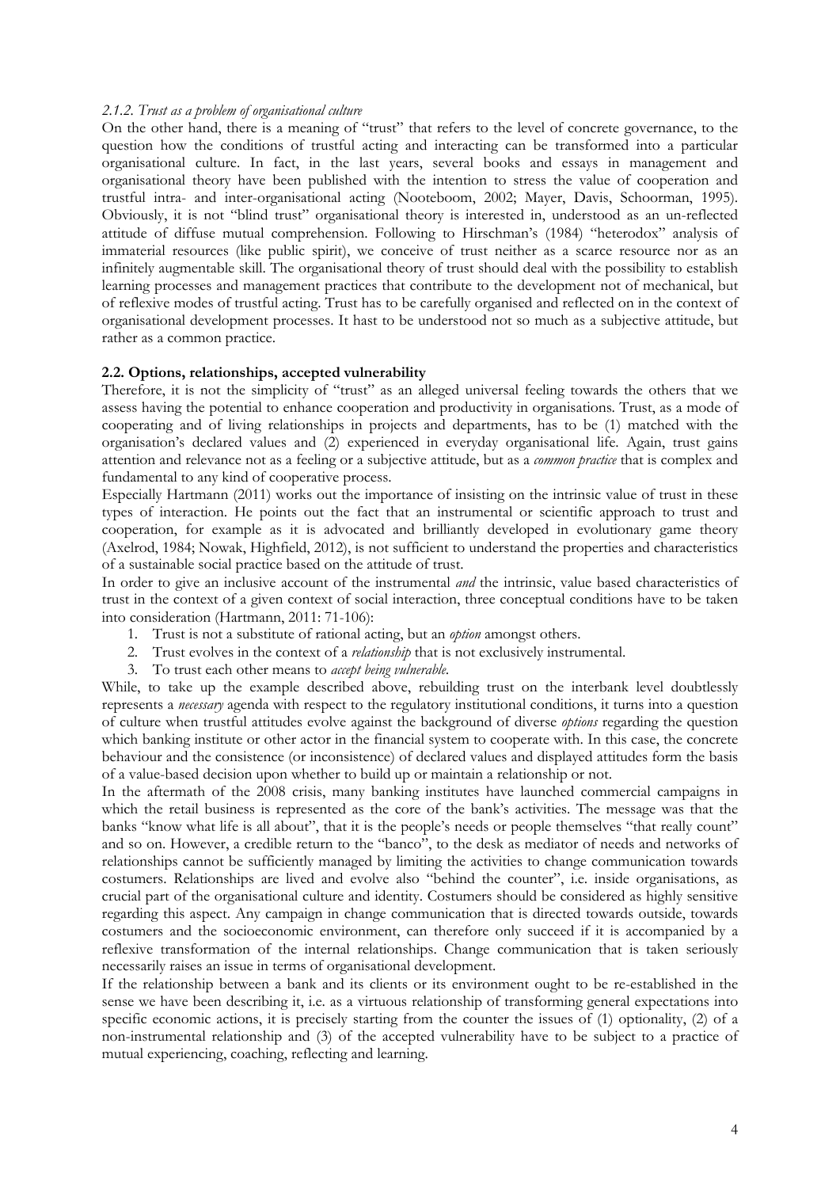### *2.1.2. Trust as a problem of organisational culture*

On the other hand, there is a meaning of "trust" that refers to the level of concrete governance, to the question how the conditions of trustful acting and interacting can be transformed into a particular organisational culture. In fact, in the last years, several books and essays in management and organisational theory have been published with the intention to stress the value of cooperation and trustful intra- and inter-organisational acting (Nooteboom, 2002; Mayer, Davis, Schoorman, 1995). Obviously, it is not "blind trust" organisational theory is interested in, understood as an un-reflected attitude of diffuse mutual comprehension. Following to Hirschman's (1984) "heterodox" analysis of immaterial resources (like public spirit), we conceive of trust neither as a scarce resource nor as an infinitely augmentable skill. The organisational theory of trust should deal with the possibility to establish learning processes and management practices that contribute to the development not of mechanical, but of reflexive modes of trustful acting. Trust has to be carefully organised and reflected on in the context of organisational development processes. It hast to be understood not so much as a subjective attitude, but rather as a common practice.

## 2.2. Options, relationships, accepted vulnerability

Therefore, it is not the simplicity of "trust" as an alleged universal feeling towards the others that we assess having the potential to enhance cooperation and productivity in organisations. Trust, as a mode of cooperating and of living relationships in projects and departments, has to be (1) matched with the organisation's declared values and (2) experienced in everyday organisational life. Again, trust gains attention and relevance not as a feeling or a subjective attitude, but as a *common practice* that is complex and fundamental to any kind of cooperative process.

Especially Hartmann (2011) works out the importance of insisting on the intrinsic value of trust in these types of interaction. He points out the fact that an instrumental or scientific approach to trust and cooperation, for example as it is advocated and brilliantly developed in evolutionary game theory (Axelrod, 1984; Nowak, Highfield, 2012), is not sufficient to understand the properties and characteristics of a sustainable social practice based on the attitude of trust.

In order to give an inclusive account of the instrumental *and* the intrinsic, value based characteristics of trust in the context of a given context of social interaction, three conceptual conditions have to be taken into consideration (Hartmann, 2011: 71-106):

1. Trust is not a substitute of rational acting, but an *option* amongst others.
2. Trust evolves in the context of a *relationship* that is not exclusively instrumental.
3. To trust each other means to *accept being vulnerable*.

While, to take up the example described above, rebuilding trust on the interbank level doubtlessly represents a *necessary* agenda with respect to the regulatory institutional conditions, it turns into a question of culture when trustful attitudes evolve against the background of diverse *options* regarding the question which banking institute or other actor in the financial system to cooperate with. In this case, the concrete behaviour and the consistence (or inconsistence) of declared values and displayed attitudes form the basis of a value-based decision upon whether to build up or maintain a relationship or not.

In the aftermath of the 2008 crisis, many banking institutes have launched commercial campaigns in which the retail business is represented as the core of the bank's activities. The message was that the banks "know what life is all about", that it is the people's needs or people themselves "that really count" and so on. However, a credible return to the "banco", to the desk as mediator of needs and networks of relationships cannot be sufficiently managed by limiting the activities to change communication towards costumers. Relationships are lived and evolve also "behind the counter", i.e. inside organisations, as crucial part of the organisational culture and identity. Costumers should be considered as highly sensitive regarding this aspect. Any campaign in change communication that is directed towards outside, towards costumers and the socioeconomic environment, can therefore only succeed if it is accompanied by a reflexive transformation of the internal relationships. Change communication that is taken seriously necessarily raises an issue in terms of organisational development.

If the relationship between a bank and its clients or its environment ought to be re-established in the sense we have been describing it, i.e. as a virtuous relationship of transforming general expectations into specific economic actions, it is precisely starting from the counter the issues of (1) optionality, (2) of a non-instrumental relationship and (3) of the accepted vulnerability have to be subject to a practice of mutual experiencing, coaching, reflecting and learning.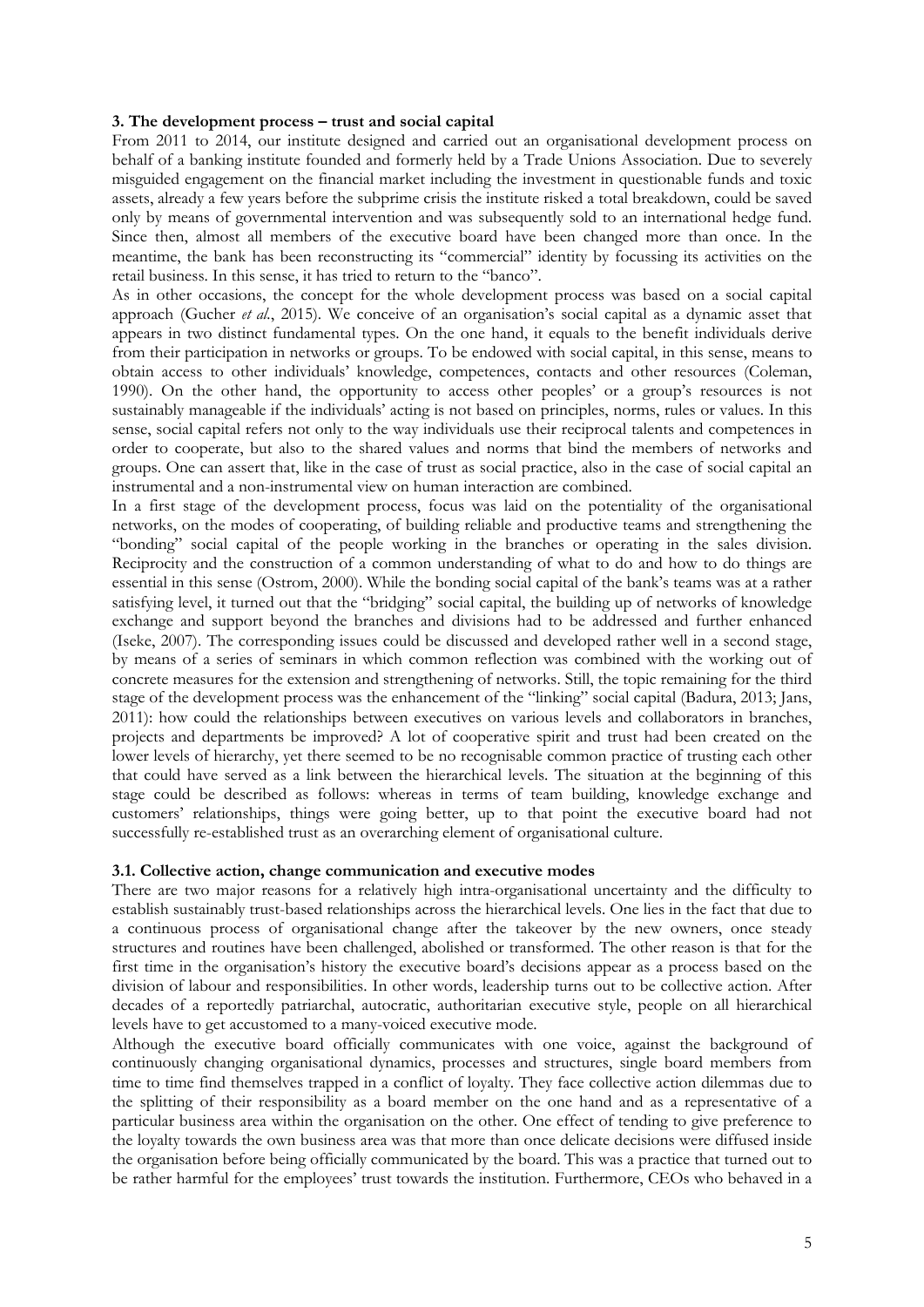### 3. The development process – trust and social capital

From 2011 to 2014, our institute designed and carried out an organisational development process on behalf of a banking institute founded and formerly held by a Trade Unions Association. Due to severely misguided engagement on the financial market including the investment in questionable funds and toxic assets, already a few years before the subprime crisis the institute risked a total breakdown, could be saved only by means of governmental intervention and was subsequently sold to an international hedge fund. Since then, almost all members of the executive board have been changed more than once. In the meantime, the bank has been reconstructing its "commercial" identity by focussing its activities on the retail business. In this sense, it has tried to return to the "banco".

As in other occasions, the concept for the whole development process was based on a social capital approach (Gucher *et al.*, 2015). We conceive of an organisation's social capital as a dynamic asset that appears in two distinct fundamental types. On the one hand, it equals to the benefit individuals derive from their participation in networks or groups. To be endowed with social capital, in this sense, means to obtain access to other individuals' knowledge, competences, contacts and other resources (Coleman, 1990). On the other hand, the opportunity to access other peoples' or a group's resources is not sustainably manageable if the individuals' acting is not based on principles, norms, rules or values. In this sense, social capital refers not only to the way individuals use their reciprocal talents and competences in order to cooperate, but also to the shared values and norms that bind the members of networks and groups. One can assert that, like in the case of trust as social practice, also in the case of social capital an instrumental and a non-instrumental view on human interaction are combined.

In a first stage of the development process, focus was laid on the potentiality of the organisational networks, on the modes of cooperating, of building reliable and productive teams and strengthening the "bonding" social capital of the people working in the branches or operating in the sales division. Reciprocity and the construction of a common understanding of what to do and how to do things are essential in this sense (Ostrom, 2000). While the bonding social capital of the bank's teams was at a rather satisfying level, it turned out that the "bridging" social capital, the building up of networks of knowledge exchange and support beyond the branches and divisions had to be addressed and further enhanced (Iseke, 2007). The corresponding issues could be discussed and developed rather well in a second stage, by means of a series of seminars in which common reflection was combined with the working out of concrete measures for the extension and strengthening of networks. Still, the topic remaining for the third stage of the development process was the enhancement of the "linking" social capital (Badura, 2013; Jans, 2011): how could the relationships between executives on various levels and collaborators in branches, projects and departments be improved? A lot of cooperative spirit and trust had been created on the lower levels of hierarchy, yet there seemed to be no recognisable common practice of trusting each other that could have served as a link between the hierarchical levels. The situation at the beginning of this stage could be described as follows: whereas in terms of team building, knowledge exchange and customers' relationships, things were going better, up to that point the executive board had not successfully re-established trust as an overarching element of organisational culture.

#### 3.1. Collective action, change communication and executive modes

There are two major reasons for a relatively high intra-organisational uncertainty and the difficulty to establish sustainably trust-based relationships across the hierarchical levels. One lies in the fact that due to a continuous process of organisational change after the takeover by the new owners, once steady structures and routines have been challenged, abolished or transformed. The other reason is that for the first time in the organisation's history the executive board's decisions appear as a process based on the division of labour and responsibilities. In other words, leadership turns out to be collective action. After decades of a reportedly patriarchal, autocratic, authoritarian executive style, people on all hierarchical levels have to get accustomed to a many-voiced executive mode.

Although the executive board officially communicates with one voice, against the background of continuously changing organisational dynamics, processes and structures, single board members from time to time find themselves trapped in a conflict of loyalty. They face collective action dilemmas due to the splitting of their responsibility as a board member on the one hand and as a representative of a particular business area within the organisation on the other. One effect of tending to give preference to the loyalty towards the own business area was that more than once delicate decisions were diffused inside the organisation before being officially communicated by the board. This was a practice that turned out to be rather harmful for the employees' trust towards the institution. Furthermore, CEOs who behaved in a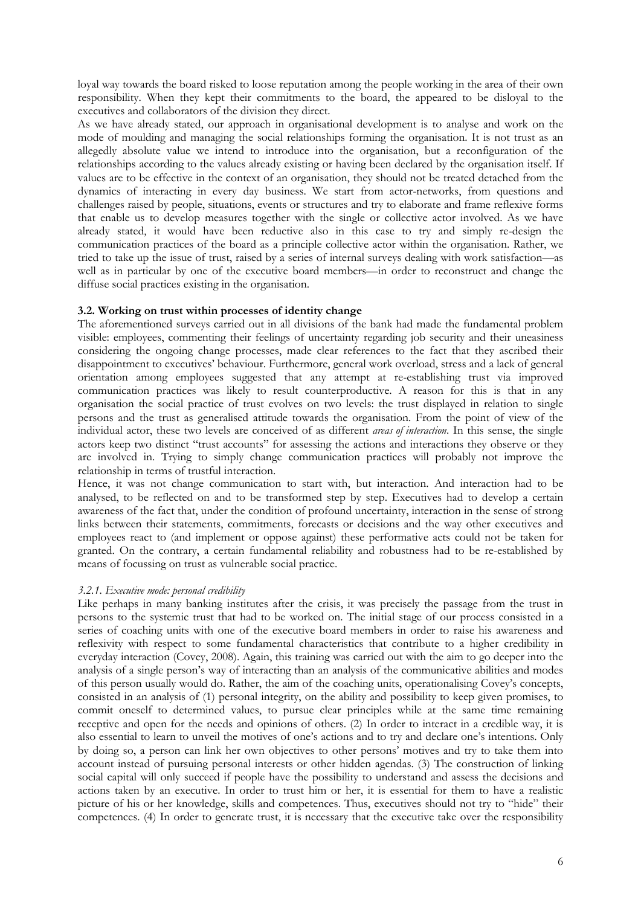loyal way towards the board risked to loose reputation among the people working in the area of their own responsibility. When they kept their commitments to the board, the appeared to be disloyal to the executives and collaborators of the division they direct.

As we have already stated, our approach in organisational development is to analyse and work on the mode of moulding and managing the social relationships forming the organisation. It is not trust as an allegedly absolute value we intend to introduce into the organisation, but a reconfiguration of the relationships according to the values already existing or having been declared by the organisation itself. If values are to be effective in the context of an organisation, they should not be treated detached from the dynamics of interacting in every day business. We start from actor-networks, from questions and challenges raised by people, situations, events or structures and try to elaborate and frame reflexive forms that enable us to develop measures together with the single or collective actor involved. As we have already stated, it would have been reductive also in this case to try and simply re-design the communication practices of the board as a principle collective actor within the organisation. Rather, we tried to take up the issue of trust, raised by a series of internal surveys dealing with work satisfaction—as well as in particular by one of the executive board members—in order to reconstruct and change the diffuse social practices existing in the organisation.

### 3.2. Working on trust within processes of identity change

The aforementioned surveys carried out in all divisions of the bank had made the fundamental problem visible: employees, commenting their feelings of uncertainty regarding job security and their uneasiness considering the ongoing change processes, made clear references to the fact that they ascribed their disappointment to executives' behaviour. Furthermore, general work overload, stress and a lack of general orientation among employees suggested that any attempt at re-establishing trust via improved communication practices was likely to result counterproductive. A reason for this is that in any organisation the social practice of trust evolves on two levels: the trust displayed in relation to single persons and the trust as generalised attitude towards the organisation. From the point of view of the individual actor, these two levels are conceived of as different *areas of interaction*. In this sense, the single actors keep two distinct "trust accounts" for assessing the actions and interactions they observe or they are involved in. Trying to simply change communication practices will probably not improve the relationship in terms of trustful interaction.

Hence, it was not change communication to start with, but interaction. And interaction had to be analysed, to be reflected on and to be transformed step by step. Executives had to develop a certain awareness of the fact that, under the condition of profound uncertainty, interaction in the sense of strong links between their statements, commitments, forecasts or decisions and the way other executives and employees react to (and implement or oppose against) these performative acts could not be taken for granted. On the contrary, a certain fundamental reliability and robustness had to be re-established by means of focussing on trust as vulnerable social practice.

#### *3.2.1. Executive mode: personal credibility*

Like perhaps in many banking institutes after the crisis, it was precisely the passage from the trust in persons to the systemic trust that had to be worked on. The initial stage of our process consisted in a series of coaching units with one of the executive board members in order to raise his awareness and reflexivity with respect to some fundamental characteristics that contribute to a higher credibility in everyday interaction (Covey, 2008). Again, this training was carried out with the aim to go deeper into the analysis of a single person's way of interacting than an analysis of the communicative abilities and modes of this person usually would do. Rather, the aim of the coaching units, operationalising Covey's concepts, consisted in an analysis of (1) personal integrity, on the ability and possibility to keep given promises, to commit oneself to determined values, to pursue clear principles while at the same time remaining receptive and open for the needs and opinions of others. (2) In order to interact in a credible way, it is also essential to learn to unveil the motives of one's actions and to try and declare one's intentions. Only by doing so, a person can link her own objectives to other persons' motives and try to take them into account instead of pursuing personal interests or other hidden agendas. (3) The construction of linking social capital will only succeed if people have the possibility to understand and assess the decisions and actions taken by an executive. In order to trust him or her, it is essential for them to have a realistic picture of his or her knowledge, skills and competences. Thus, executives should not try to "hide" their competences. (4) In order to generate trust, it is necessary that the executive take over the responsibility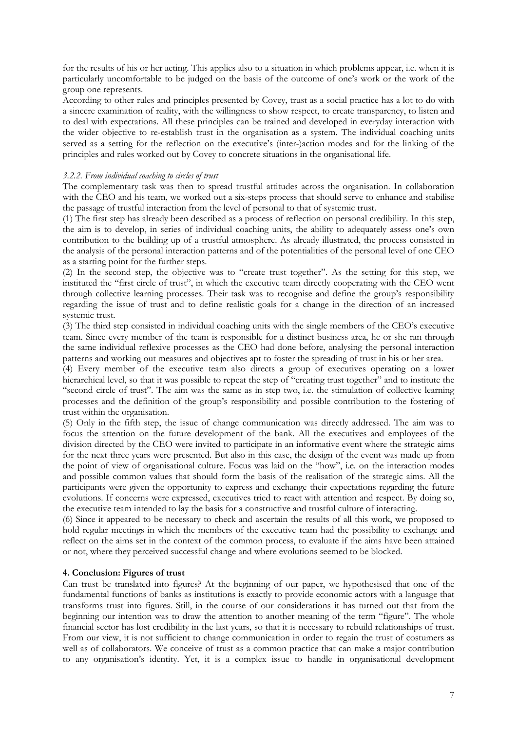for the results of his or her acting. This applies also to a situation in which problems appear, i.e. when it is particularly uncomfortable to be judged on the basis of the outcome of one's work or the work of the group one represents.

According to other rules and principles presented by Covey, trust as a social practice has a lot to do with a sincere examination of reality, with the willingness to show respect, to create transparency, to listen and to deal with expectations. All these principles can be trained and developed in everyday interaction with the wider objective to re-establish trust in the organisation as a system. The individual coaching units served as a setting for the reflection on the executive's (inter-)action modes and for the linking of the principles and rules worked out by Covey to concrete situations in the organisational life.

### *3.2.2. From individual coaching to circles of trust*

The complementary task was then to spread trustful attitudes across the organisation. In collaboration with the CEO and his team, we worked out a six-steps process that should serve to enhance and stabilise the passage of trustful interaction from the level of personal to that of systemic trust.

(1) The first step has already been described as a process of reflection on personal credibility. In this step, the aim is to develop, in series of individual coaching units, the ability to adequately assess one's own contribution to the building up of a trustful atmosphere. As already illustrated, the process consisted in the analysis of the personal interaction patterns and of the potentialities of the personal level of one CEO as a starting point for the further steps.

(2) In the second step, the objective was to "create trust together". As the setting for this step, we instituted the "first circle of trust", in which the executive team directly cooperating with the CEO went through collective learning processes. Their task was to recognise and define the group's responsibility regarding the issue of trust and to define realistic goals for a change in the direction of an increased systemic trust.

(3) The third step consisted in individual coaching units with the single members of the CEO's executive team. Since every member of the team is responsible for a distinct business area, he or she ran through the same individual reflexive processes as the CEO had done before, analysing the personal interaction patterns and working out measures and objectives apt to foster the spreading of trust in his or her area.

(4) Every member of the executive team also directs a group of executives operating on a lower hierarchical level, so that it was possible to repeat the step of "creating trust together" and to institute the "second circle of trust". The aim was the same as in step two, i.e. the stimulation of collective learning processes and the definition of the group's responsibility and possible contribution to the fostering of trust within the organisation.

(5) Only in the fifth step, the issue of change communication was directly addressed. The aim was to focus the attention on the future development of the bank. All the executives and employees of the division directed by the CEO were invited to participate in an informative event where the strategic aims for the next three years were presented. But also in this case, the design of the event was made up from the point of view of organisational culture. Focus was laid on the "how", i.e. on the interaction modes and possible common values that should form the basis of the realisation of the strategic aims. All the participants were given the opportunity to express and exchange their expectations regarding the future evolutions. If concerns were expressed, executives tried to react with attention and respect. By doing so, the executive team intended to lay the basis for a constructive and trustful culture of interacting.

(6) Since it appeared to be necessary to check and ascertain the results of all this work, we proposed to hold regular meetings in which the members of the executive team had the possibility to exchange and reflect on the aims set in the context of the common process, to evaluate if the aims have been attained or not, where they perceived successful change and where evolutions seemed to be blocked.

## **4. Conclusion: Figures of trust**

Can trust be translated into figures? At the beginning of our paper, we hypothesised that one of the fundamental functions of banks as institutions is exactly to provide economic actors with a language that transforms trust into figures. Still, in the course of our considerations it has turned out that from the beginning our intention was to draw the attention to another meaning of the term "figure". The whole financial sector has lost credibility in the last years, so that it is necessary to rebuild relationships of trust. From our view, it is not sufficient to change communication in order to regain the trust of costumers as well as of collaborators. We conceive of trust as a common practice that can make a major contribution to any organisation's identity. Yet, it is a complex issue to handle in organisational development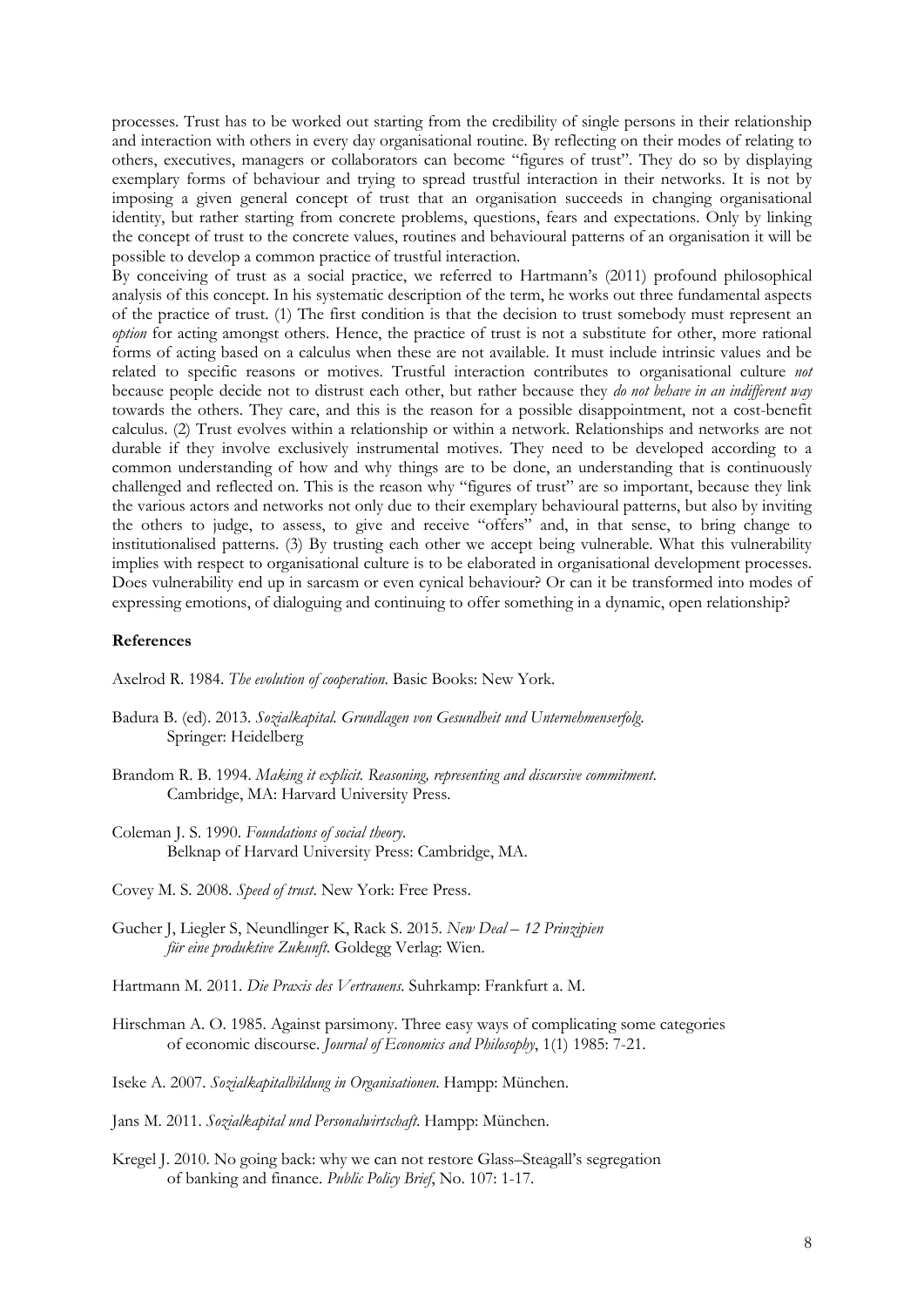processes. Trust has to be worked out starting from the credibility of single persons in their relationship and interaction with others in every day organisational routine. By reflecting on their modes of relating to others, executives, managers or collaborators can become "figures of trust". They do so by displaying exemplary forms of behaviour and trying to spread trustful interaction in their networks. It is not by imposing a given general concept of trust that an organisation succeeds in changing organisational identity, but rather starting from concrete problems, questions, fears and expectations. Only by linking the concept of trust to the concrete values, routines and behavioural patterns of an organisation it will be possible to develop a common practice of trustful interaction.

By conceiving of trust as a social practice, we referred to Hartmann's (2011) profound philosophical analysis of this concept. In his systematic description of the term, he works out three fundamental aspects of the practice of trust. (1) The first condition is that the decision to trust somebody must represent an *option* for acting amongst others. Hence, the practice of trust is not a substitute for other, more rational forms of acting based on a calculus when these are not available. It must include intrinsic values and be related to specific reasons or motives. Trustful interaction contributes to organisational culture *not* because people decide not to distrust each other, but rather because they *do not behave in an indifferent way* towards the others. They care, and this is the reason for a possible disappointment, not a cost-benefit calculus. (2) Trust evolves within a relationship or within a network. Relationships and networks are not durable if they involve exclusively instrumental motives. They need to be developed according to a common understanding of how and why things are to be done, an understanding that is continuously challenged and reflected on. This is the reason why "figures of trust" are so important, because they link the various actors and networks not only due to their exemplary behavioural patterns, but also by inviting the others to judge, to assess, to give and receive "offers" and, in that sense, to bring change to institutionalised patterns. (3) By trusting each other we accept being vulnerable. What this vulnerability implies with respect to organisational culture is to be elaborated in organisational development processes. Does vulnerability end up in sarcasm or even cynical behaviour? Or can it be transformed into modes of expressing emotions, of dialoguing and continuing to offer something in a dynamic, open relationship?

**References**

Axelrod R. 1984. *The evolution of cooperation*. Basic Books: New York.

Badura B. (ed). 2013. *Sozialkapital. Grundlagen von Gesundheit und Unternehmenserfolg.* Springer: Heidelberg

Brandom R. B. 1994. *Making it explicit. Reasoning, representing and discursive commitment*. Cambridge, MA: Harvard University Press.

Coleman J. S. 1990. *Foundations of social theory*. Belknap of Harvard University Press: Cambridge, MA.

Covey M. S. 2008. *Speed of trust*. New York: Free Press.

Gucher J, Liegler S, Neundlinger K, Rack S. 2015. *New Deal – 12 Prinzipien für eine produktive Zukunft*. Goldegg Verlag: Wien.

Hartmann M. 2011. *Die Praxis des Vertrauens*. Suhrkamp: Frankfurt a. M.

Hirschman A. O. 1985. Against parsimony. Three easy ways of complicating some categories of economic discourse. *Journal of Economics and Philosophy*, 1(1) 1985: 7-21.

Iseke A. 2007. *Sozialkapitalbildung in Organisationen*. Hampp: München.

Jans M. 2011. *Sozialkapital und Personalwirtschaft*. Hampp: München.

Kregel J. 2010. No going back: why we can not restore Glass–Steagall's segregation of banking and finance. *Public Policy Brief*, No. 107: 1-17.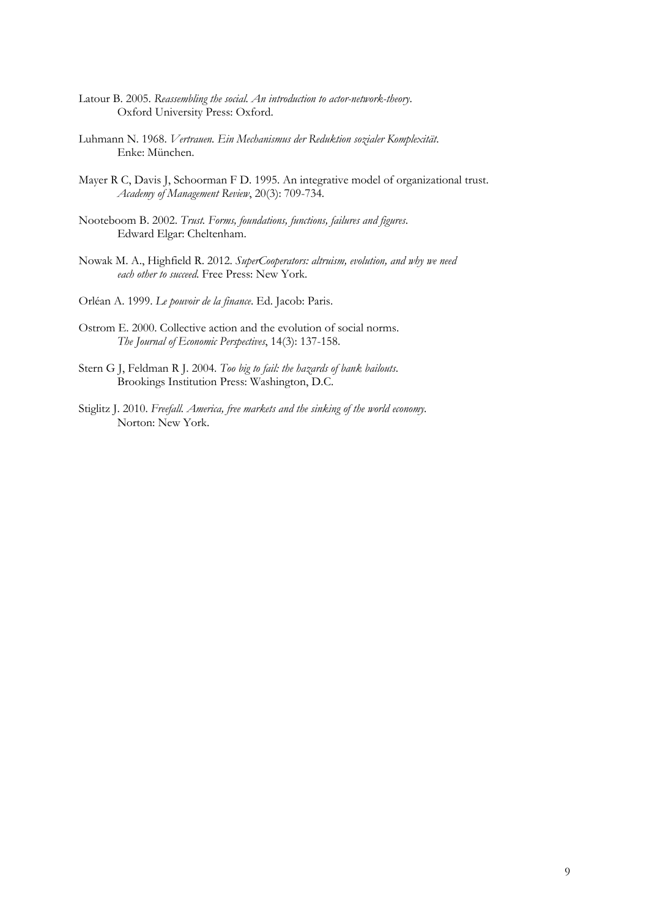Latour B. 2005. *Reassembling the social. An introduction to actor-network-theory.* Oxford University Press: Oxford.

Luhmann N. 1968. *Vertrauen. Ein Mechanismus der Reduktion sozialer Komplexität.* Enke: München.

Mayer R C, Davis J, Schoorman F D. 1995. An integrative model of organizational trust. *Academy of Management Review*, 20(3): 709-734.

Nooteboom B. 2002. *Trust. Forms, foundations, functions, failures and figures.* Edward Elgar: Cheltenham.

Nowak M. A., Highfield R. 2012. *SuperCooperators: altruism, evolution, and why we need each other to succeed.* Free Press: New York.

Orléan A. 1999. *Le pouvoir de la finance.* Ed. Jacob: Paris.

Ostrom E. 2000. Collective action and the evolution of social norms. *The Journal of Economic Perspectives*, 14(3): 137-158.

Stern G J, Feldman R J. 2004. *Too big to fail: the hazards of bank bailouts.* Brookings Institution Press: Washington, D.C.

Stiglitz J. 2010. *Freefall. America, free markets and the sinking of the world economy.* Norton: New York.